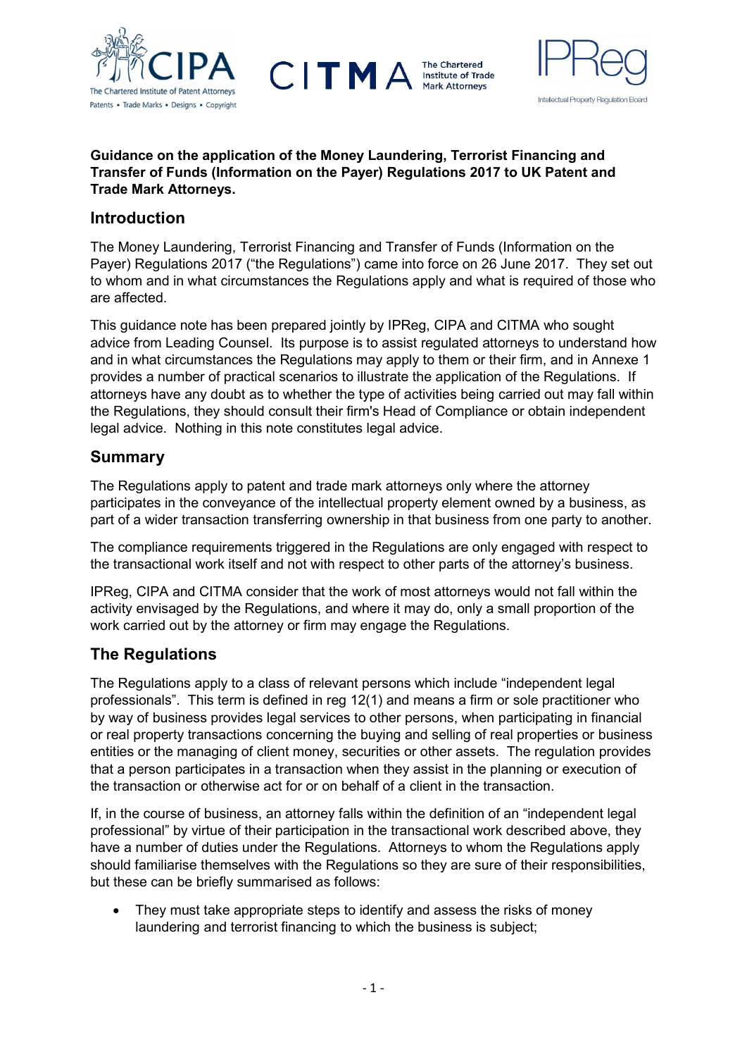**Guidance on the application of the Money Laundering, Terrorist Financing and Transfer of Funds (Information on the Payer) Regulations 2017 to UK Patent and Trade Mark Attorneys.**

## Introduction

The Money Laundering, Terrorist Financing and Transfer of Funds (Information on the Payer) Regulations 2017 ("the Regulations") came into force on 26 June 2017. They set out to whom and in what circumstances the Regulations apply and what is required of those who are affected.

This guidance note has been prepared jointly by IPReg, CIPA and CITMA who sought advice from Leading Counsel. Its purpose is to assist regulated attorneys to understand how and in what circumstances the Regulations may apply to them or their firm, and in Annexe 1 provides a number of practical scenarios to illustrate the application of the Regulations. If attorneys have any doubt as to whether the type of activities being carried out may fall within the Regulations, they should consult their firm's Head of Compliance or obtain independent legal advice. Nothing in this note constitutes legal advice.

## Summary

The Regulations apply to patent and trade mark attorneys only where the attorney participates in the conveyance of the intellectual property element owned by a business, as part of a wider transaction transferring ownership in that business from one party to another.

The compliance requirements triggered in the Regulations are only engaged with respect to the transactional work itself and not with respect to other parts of the attorney's business.

IPReg, CIPA and CITMA consider that the work of most attorneys would not fall within the activity envisaged by the Regulations, and where it may do, only a small proportion of the work carried out by the attorney or firm may engage the Regulations.

## The Regulations

The Regulations apply to a class of relevant persons which include "independent legal professionals". This term is defined in reg 12(1) and means a firm or sole practitioner who by way of business provides legal services to other persons, when participating in financial or real property transactions concerning the buying and selling of real properties or business entities or the managing of client money, securities or other assets. The regulation provides that a person participates in a transaction when they assist in the planning or execution of the transaction or otherwise act for or on behalf of a client in the transaction.

If, in the course of business, an attorney falls within the definition of an "independent legal professional" by virtue of their participation in the transactional work described above, they have a number of duties under the Regulations. Attorneys to whom the Regulations apply should familiarise themselves with the Regulations so they are sure of their responsibilities, but these can be briefly summarised as follows:

- They must take appropriate steps to identify and assess the risks of money laundering and terrorist financing to which the business is subject;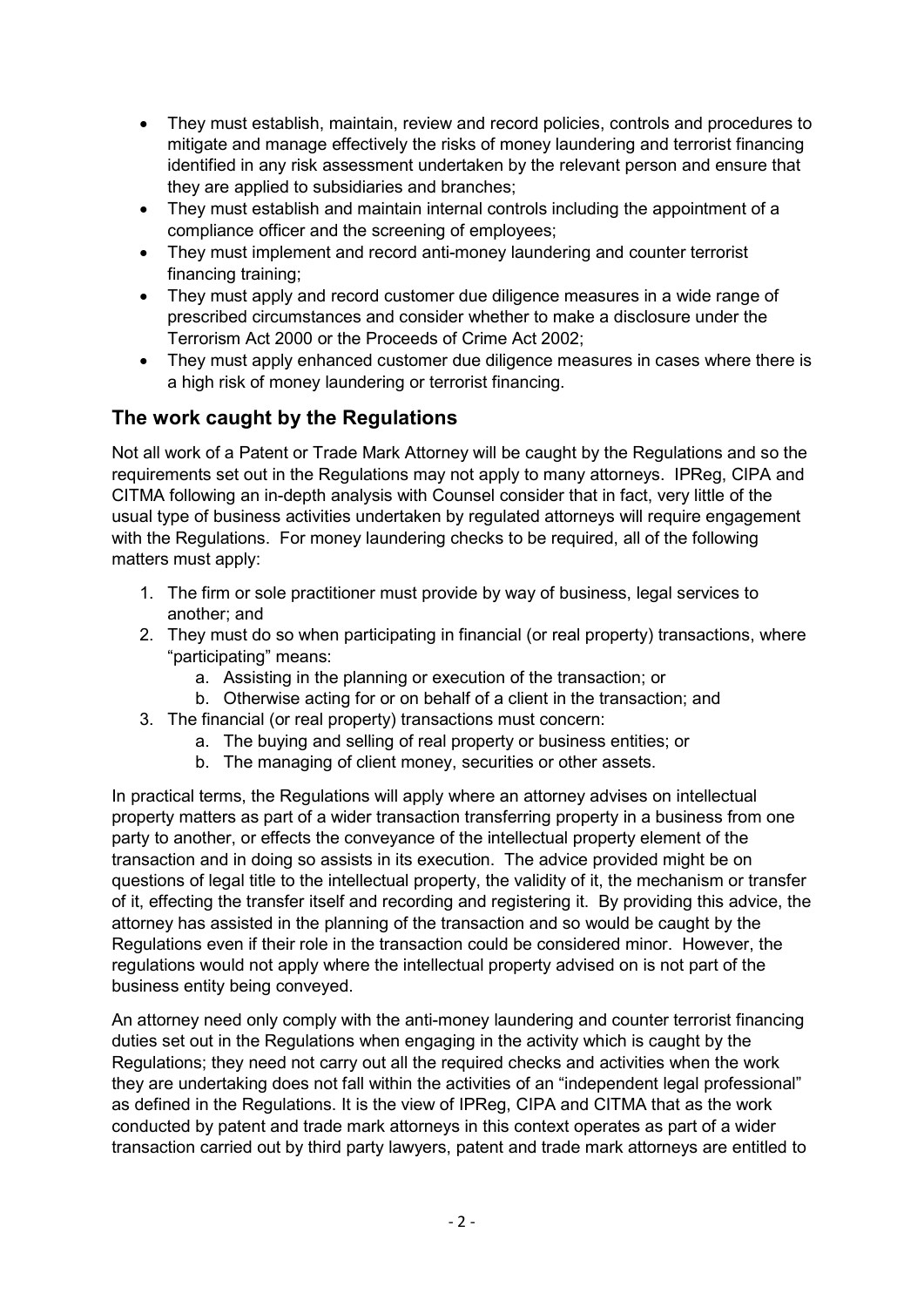- They must establish, maintain, review and record policies, controls and procedures to mitigate and manage effectively the risks of money laundering and terrorist financing identified in any risk assessment undertaken by the relevant person and ensure that they are applied to subsidiaries and branches;
- They must establish and maintain internal controls including the appointment of a compliance officer and the screening of employees;
- They must implement and record anti-money laundering and counter terrorist financing training;
- They must apply and record customer due diligence measures in a wide range of prescribed circumstances and consider whether to make a disclosure under the Terrorism Act 2000 or the Proceeds of Crime Act 2002;
- They must apply enhanced customer due diligence measures in cases where there is a high risk of money laundering or terrorist financing.

## The work caught by the Regulations

Not all work of a Patent or Trade Mark Attorney will be caught by the Regulations and so the requirements set out in the Regulations may not apply to many attorneys. IPReg, CIPA and CITMA following an in-depth analysis with Counsel consider that in fact, very little of the usual type of business activities undertaken by regulated attorneys will require engagement with the Regulations. For money laundering checks to be required, all of the following matters must apply:

1. The firm or sole practitioner must provide by way of business, legal services to another; and
2. They must do so when participating in financial (or real property) transactions, where "participating" means:
   a. Assisting in the planning or execution of the transaction; or
   b. Otherwise acting for or on behalf of a client in the transaction; and
3. The financial (or real property) transactions must concern:
   a. The buying and selling of real property or business entities; or
   b. The managing of client money, securities or other assets.

In practical terms, the Regulations will apply where an attorney advises on intellectual property matters as part of a wider transaction transferring property in a business from one party to another, or effects the conveyance of the intellectual property element of the transaction and in doing so assists in its execution. The advice provided might be on questions of legal title to the intellectual property, the validity of it, the mechanism or transfer of it, effecting the transfer itself and recording and registering it. By providing this advice, the attorney has assisted in the planning of the transaction and so would be caught by the Regulations even if their role in the transaction could be considered minor. However, the regulations would not apply where the intellectual property advised on is not part of the business entity being conveyed.

An attorney need only comply with the anti-money laundering and counter terrorist financing duties set out in the Regulations when engaging in the activity which is caught by the Regulations; they need not carry out all the required checks and activities when the work they are undertaking does not fall within the activities of an "independent legal professional" as defined in the Regulations. It is the view of IPReg, CIPA and CITMA that as the work conducted by patent and trade mark attorneys in this context operates as part of a wider transaction carried out by third party lawyers, patent and trade mark attorneys are entitled to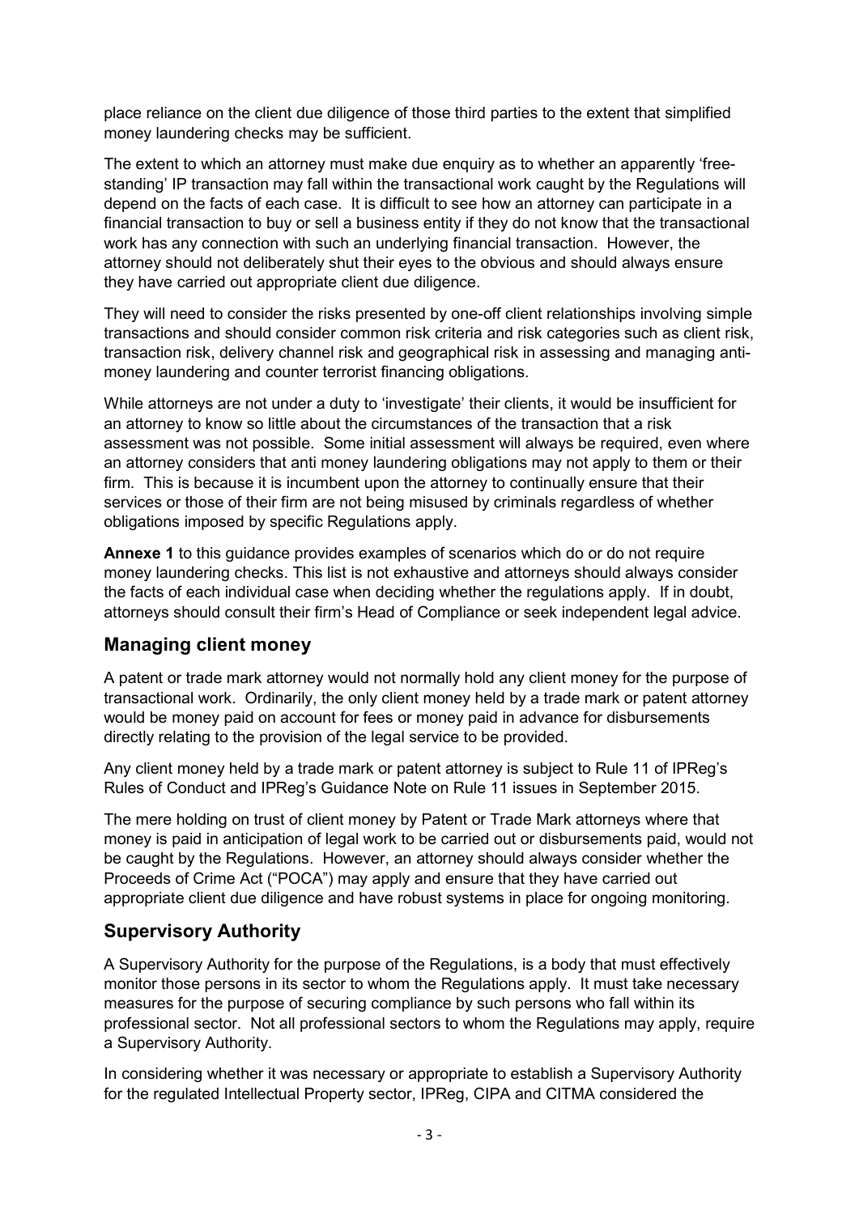place reliance on the client due diligence of those third parties to the extent that simplified money laundering checks may be sufficient.

The extent to which an attorney must make due enquiry as to whether an apparently 'free-standing' IP transaction may fall within the transactional work caught by the Regulations will depend on the facts of each case. It is difficult to see how an attorney can participate in a financial transaction to buy or sell a business entity if they do not know that the transactional work has any connection with such an underlying financial transaction. However, the attorney should not deliberately shut their eyes to the obvious and should always ensure they have carried out appropriate client due diligence.

They will need to consider the risks presented by one-off client relationships involving simple transactions and should consider common risk criteria and risk categories such as client risk, transaction risk, delivery channel risk and geographical risk in assessing and managing anti-money laundering and counter terrorist financing obligations.

While attorneys are not under a duty to 'investigate' their clients, it would be insufficient for an attorney to know so little about the circumstances of the transaction that a risk assessment was not possible. Some initial assessment will always be required, even where an attorney considers that anti money laundering obligations may not apply to them or their firm. This is because it is incumbent upon the attorney to continually ensure that their services or those of their firm are not being misused by criminals regardless of whether obligations imposed by specific Regulations apply.

**Annexe 1** to this guidance provides examples of scenarios which do or do not require money laundering checks. This list is not exhaustive and attorneys should always consider the facts of each individual case when deciding whether the regulations apply. If in doubt, attorneys should consult their firm's Head of Compliance or seek independent legal advice.

## Managing client money

A patent or trade mark attorney would not normally hold any client money for the purpose of transactional work. Ordinarily, the only client money held by a trade mark or patent attorney would be money paid on account for fees or money paid in advance for disbursements directly relating to the provision of the legal service to be provided.

Any client money held by a trade mark or patent attorney is subject to Rule 11 of IPReg's Rules of Conduct and IPReg's Guidance Note on Rule 11 issues in September 2015.

The mere holding on trust of client money by Patent or Trade Mark attorneys where that money is paid in anticipation of legal work to be carried out or disbursements paid, would not be caught by the Regulations. However, an attorney should always consider whether the Proceeds of Crime Act ("POCA") may apply and ensure that they have carried out appropriate client due diligence and have robust systems in place for ongoing monitoring.

## Supervisory Authority

A Supervisory Authority for the purpose of the Regulations, is a body that must effectively monitor those persons in its sector to whom the Regulations apply. It must take necessary measures for the purpose of securing compliance by such persons who fall within its professional sector. Not all professional sectors to whom the Regulations may apply, require a Supervisory Authority.

In considering whether it was necessary or appropriate to establish a Supervisory Authority for the regulated Intellectual Property sector, IPReg, CIPA and CITMA considered the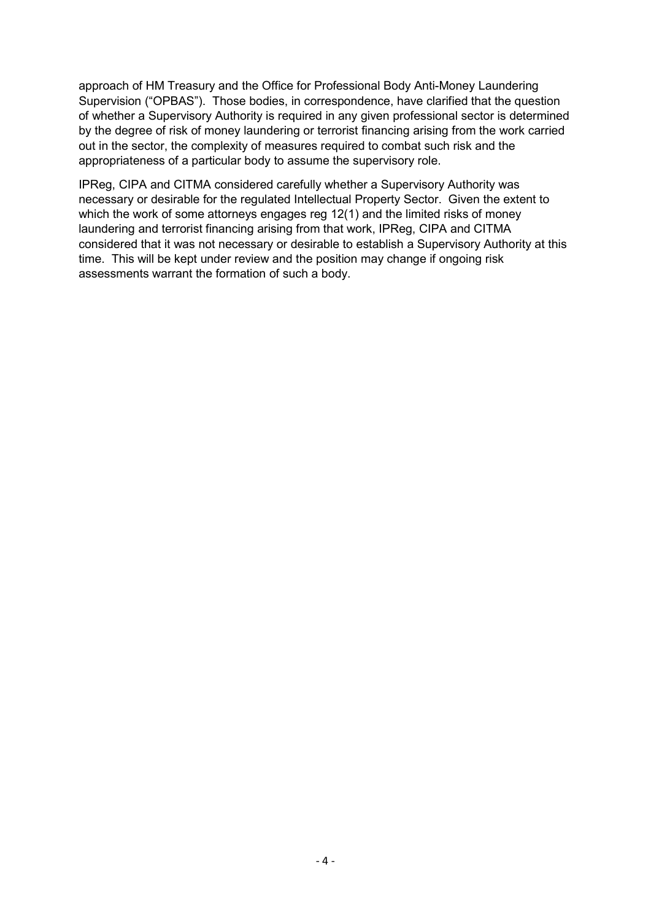approach of HM Treasury and the Office for Professional Body Anti-Money Laundering Supervision ("OPBAS"). Those bodies, in correspondence, have clarified that the question of whether a Supervisory Authority is required in any given professional sector is determined by the degree of risk of money laundering or terrorist financing arising from the work carried out in the sector, the complexity of measures required to combat such risk and the appropriateness of a particular body to assume the supervisory role.

IPReg, CIPA and CITMA considered carefully whether a Supervisory Authority was necessary or desirable for the regulated Intellectual Property Sector. Given the extent to which the work of some attorneys engages reg 12(1) and the limited risks of money laundering and terrorist financing arising from that work, IPReg, CIPA and CITMA considered that it was not necessary or desirable to establish a Supervisory Authority at this time. This will be kept under review and the position may change if ongoing risk assessments warrant the formation of such a body.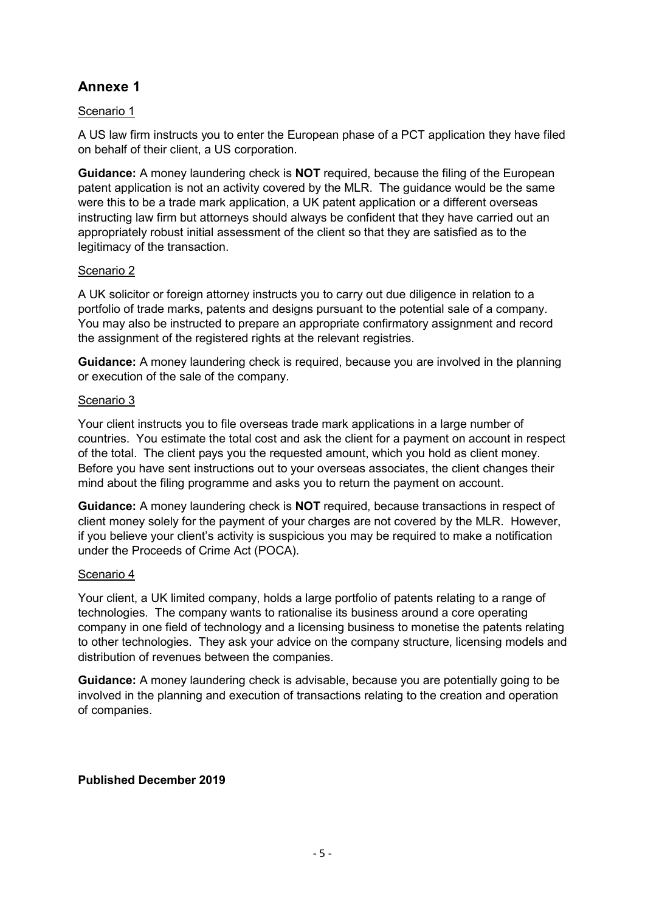## Annexe 1

Scenario 1

A US law firm instructs you to enter the European phase of a PCT application they have filed on behalf of their client, a US corporation.

**Guidance:** A money laundering check is **NOT** required, because the filing of the European patent application is not an activity covered by the MLR. The guidance would be the same were this to be a trade mark application, a UK patent application or a different overseas instructing law firm but attorneys should always be confident that they have carried out an appropriately robust initial assessment of the client so that they are satisfied as to the legitimacy of the transaction.

Scenario 2

A UK solicitor or foreign attorney instructs you to carry out due diligence in relation to a portfolio of trade marks, patents and designs pursuant to the potential sale of a company. You may also be instructed to prepare an appropriate confirmatory assignment and record the assignment of the registered rights at the relevant registries.

**Guidance:** A money laundering check is required, because you are involved in the planning or execution of the sale of the company.

Scenario 3

Your client instructs you to file overseas trade mark applications in a large number of countries. You estimate the total cost and ask the client for a payment on account in respect of the total. The client pays you the requested amount, which you hold as client money. Before you have sent instructions out to your overseas associates, the client changes their mind about the filing programme and asks you to return the payment on account.

**Guidance:** A money laundering check is **NOT** required, because transactions in respect of client money solely for the payment of your charges are not covered by the MLR. However, if you believe your client's activity is suspicious you may be required to make a notification under the Proceeds of Crime Act (POCA).

Scenario 4

Your client, a UK limited company, holds a large portfolio of patents relating to a range of technologies. The company wants to rationalise its business around a core operating company in one field of technology and a licensing business to monetise the patents relating to other technologies. They ask your advice on the company structure, licensing models and distribution of revenues between the companies.

**Guidance:** A money laundering check is advisable, because you are potentially going to be involved in the planning and execution of transactions relating to the creation and operation of companies.

**Published December 2019**